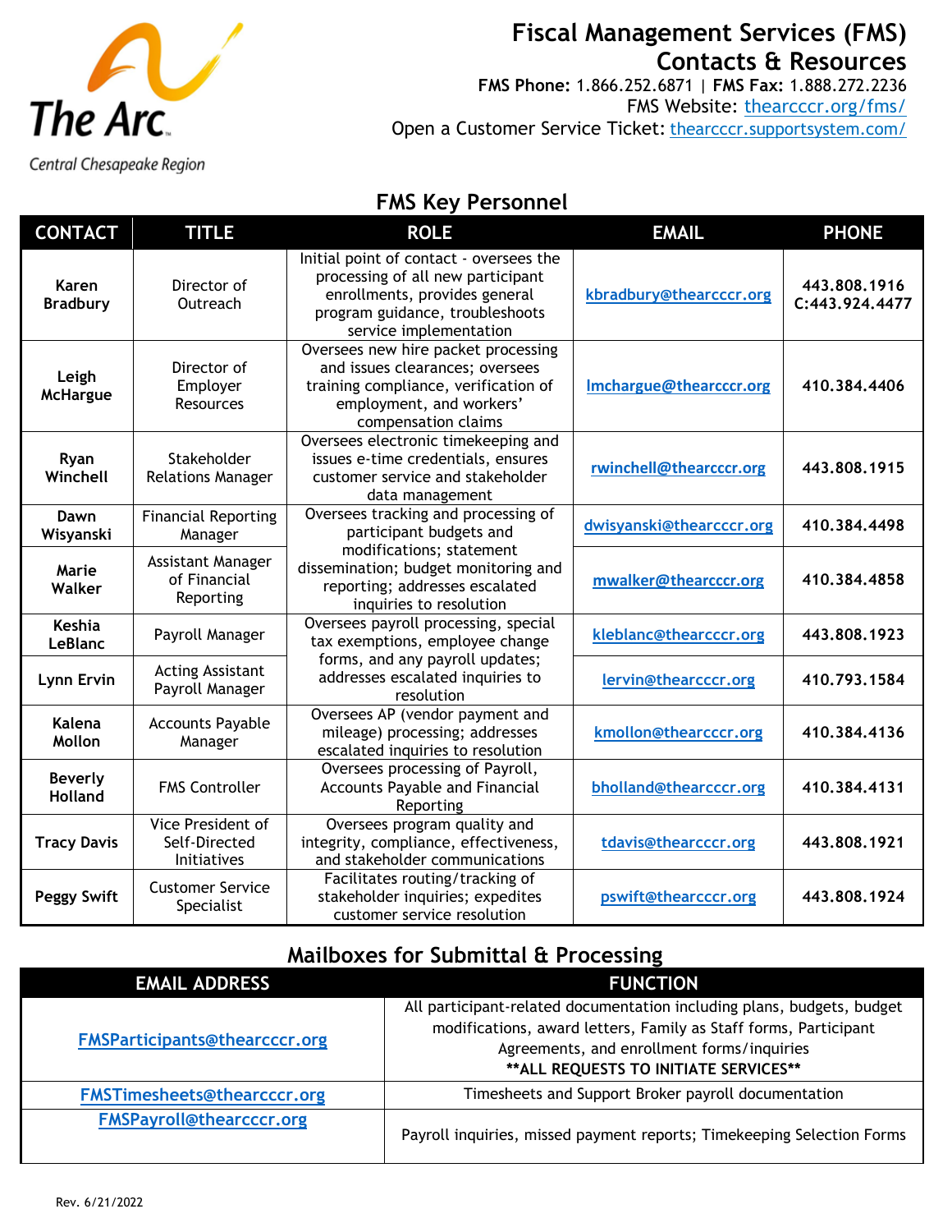The Arc
Central Chesapeake Region

# Fiscal Management Services (FMS) Contacts & Resources

**FMS Phone:** 1.866.252.6871 | **FMS Fax:** 1.888.272.2236
FMS Website: thearcccr.org/fms/
Open a Customer Service Ticket: thearcccr.supportsystem.com/

## FMS Key Personnel

| CONTACT | TITLE | ROLE | EMAIL | PHONE |
|---|---|---|---|---|
| **Karen Bradbury** | Director of Outreach | Initial point of contact - oversees the processing of all new participant enrollments, provides general program guidance, troubleshoots service implementation | kbradbury@thearcccr.org | **443.808.1916 C:443.924.4477** |
| **Leigh McHargue** | Director of Employer Resources | Oversees new hire packet processing and issues clearances; oversees training compliance, verification of employment, and workers' compensation claims | lmchargue@thearcccr.org | **410.384.4406** |
| **Ryan Winchell** | Stakeholder Relations Manager | Oversees electronic timekeeping and issues e-time credentials, ensures customer service and stakeholder data management | rwinchell@thearcccr.org | **443.808.1915** |
| **Dawn Wisyanski** | Financial Reporting Manager | Oversees tracking and processing of participant budgets and modifications; statement dissemination; budget monitoring and reporting; addresses escalated inquiries to resolution | dwisyanski@thearcccr.org | **410.384.4498** |
| **Marie Walker** | Assistant Manager of Financial Reporting | | mwalker@thearcccr.org | **410.384.4858** |
| **Keshia LeBlanc** | Payroll Manager | Oversees payroll processing, special tax exemptions, employee change forms, and any payroll updates; addresses escalated inquiries to resolution | kleblanc@thearcccr.org | **443.808.1923** |
| **Lynn Ervin** | Acting Assistant Payroll Manager | | lervin@thearcccr.org | **410.793.1584** |
| **Kalena Mollon** | Accounts Payable Manager | Oversees AP (vendor payment and mileage) processing; addresses escalated inquiries to resolution | kmollon@thearcccr.org | **410.384.4136** |
| **Beverly Holland** | FMS Controller | Oversees processing of Payroll, Accounts Payable and Financial Reporting | bholland@thearcccr.org | **410.384.4131** |
| **Tracy Davis** | Vice President of Self-Directed Initiatives | Oversees program quality and integrity, compliance, effectiveness, and stakeholder communications | tdavis@thearcccr.org | **443.808.1921** |
| **Peggy Swift** | Customer Service Specialist | Facilitates routing/tracking of stakeholder inquiries; expedites customer service resolution | pswift@thearcccr.org | **443.808.1924** |

## Mailboxes for Submittal & Processing

| EMAIL ADDRESS | FUNCTION |
|---|---|
| FMSParticipants@thearcccr.org | All participant-related documentation including plans, budgets, budget modifications, award letters, Family as Staff forms, Participant Agreements, and enrollment forms/inquiries **ALL REQUESTS TO INITIATE SERVICES** |
| FMSTimesheets@thearcccr.org | Timesheets and Support Broker payroll documentation |
| FMSPayroll@thearcccr.org | Payroll inquiries, missed payment reports; Timekeeping Selection Forms |

Rev. 6/21/2022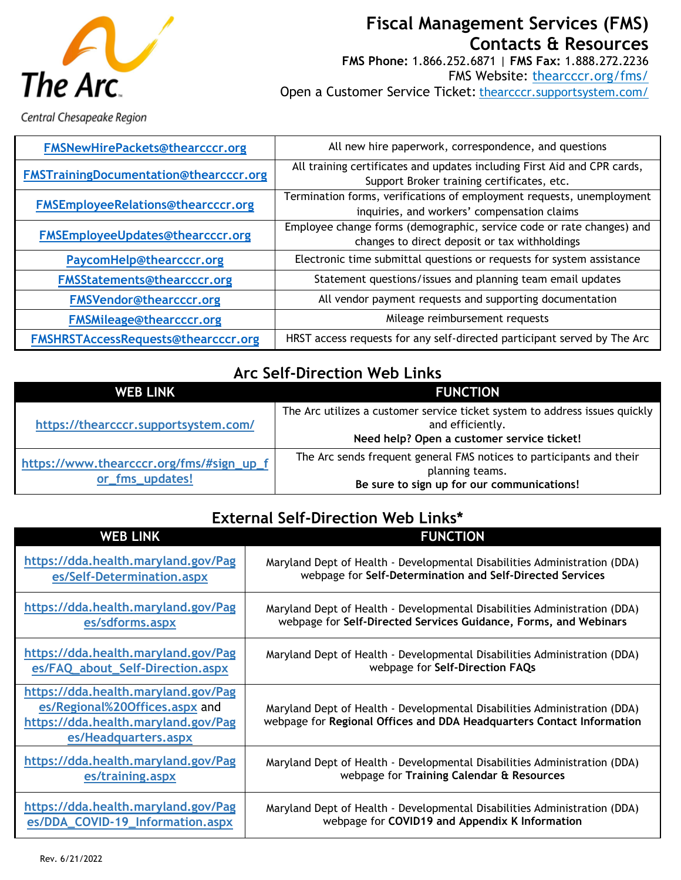# Fiscal Management Services (FMS) Contacts & Resources

**FMS Phone:** 1.866.252.6871 | **FMS Fax:** 1.888.272.2236
FMS Website: thearccr.org/fms/
Open a Customer Service Ticket: thearcccr.supportsystem.com/

| | |
|---|---|
| FMSNewHirePackets@thearcccr.org | All new hire paperwork, correspondence, and questions |
| FMSTrainingDocumentation@thearcccr.org | All training certificates and updates including First Aid and CPR cards, Support Broker training certificates, etc. |
| FMSEmployeeRelations@thearcccr.org | Termination forms, verifications of employment requests, unemployment inquiries, and workers' compensation claims |
| FMSEmployeeUpdates@thearcccr.org | Employee change forms (demographic, service code or rate changes) and changes to direct deposit or tax withholdings |
| PaycomHelp@thearcccr.org | Electronic time submittal questions or requests for system assistance |
| FMSStatements@thearcccr.org | Statement questions/issues and planning team email updates |
| FMSVendor@thearcccr.org | All vendor payment requests and supporting documentation |
| FMSMileage@thearcccr.org | Mileage reimbursement requests |
| FMSHRSTAccessRequests@thearcccr.org | HRST access requests for any self-directed participant served by The Arc |

## Arc Self-Direction Web Links

| WEB LINK | FUNCTION |
|---|---|
| https://thearcccr.supportsystem.com/ | The Arc utilizes a customer service ticket system to address issues quickly and efficiently. **Need help? Open a customer service ticket!** |
| https://www.thearcccr.org/fms/#sign_up_for_fms_updates! | The Arc sends frequent general FMS notices to participants and their planning teams. **Be sure to sign up for our communications!** |

## External Self-Direction Web Links*

| WEB LINK | FUNCTION |
|---|---|
| https://dda.health.maryland.gov/Pages/Self-Determination.aspx | Maryland Dept of Health - Developmental Disabilities Administration (DDA) webpage for **Self-Determination and Self-Directed Services** |
| https://dda.health.maryland.gov/Pages/sdforms.aspx | Maryland Dept of Health - Developmental Disabilities Administration (DDA) webpage for **Self-Directed Services Guidance, Forms, and Webinars** |
| https://dda.health.maryland.gov/Pages/FAQ_about_Self-Direction.aspx | Maryland Dept of Health - Developmental Disabilities Administration (DDA) webpage for **Self-Direction FAQs** |
| https://dda.health.maryland.gov/Pages/Regional%20Offices.aspx and https://dda.health.maryland.gov/Pages/Headquarters.aspx | Maryland Dept of Health - Developmental Disabilities Administration (DDA) webpage for **Regional Offices and DDA Headquarters Contact Information** |
| https://dda.health.maryland.gov/Pages/training.aspx | Maryland Dept of Health - Developmental Disabilities Administration (DDA) webpage for **Training Calendar & Resources** |
| https://dda.health.maryland.gov/Pages/DDA_COVID-19_Information.aspx | Maryland Dept of Health - Developmental Disabilities Administration (DDA) webpage for **COVID19 and Appendix K Information** |

Rev. 6/21/2022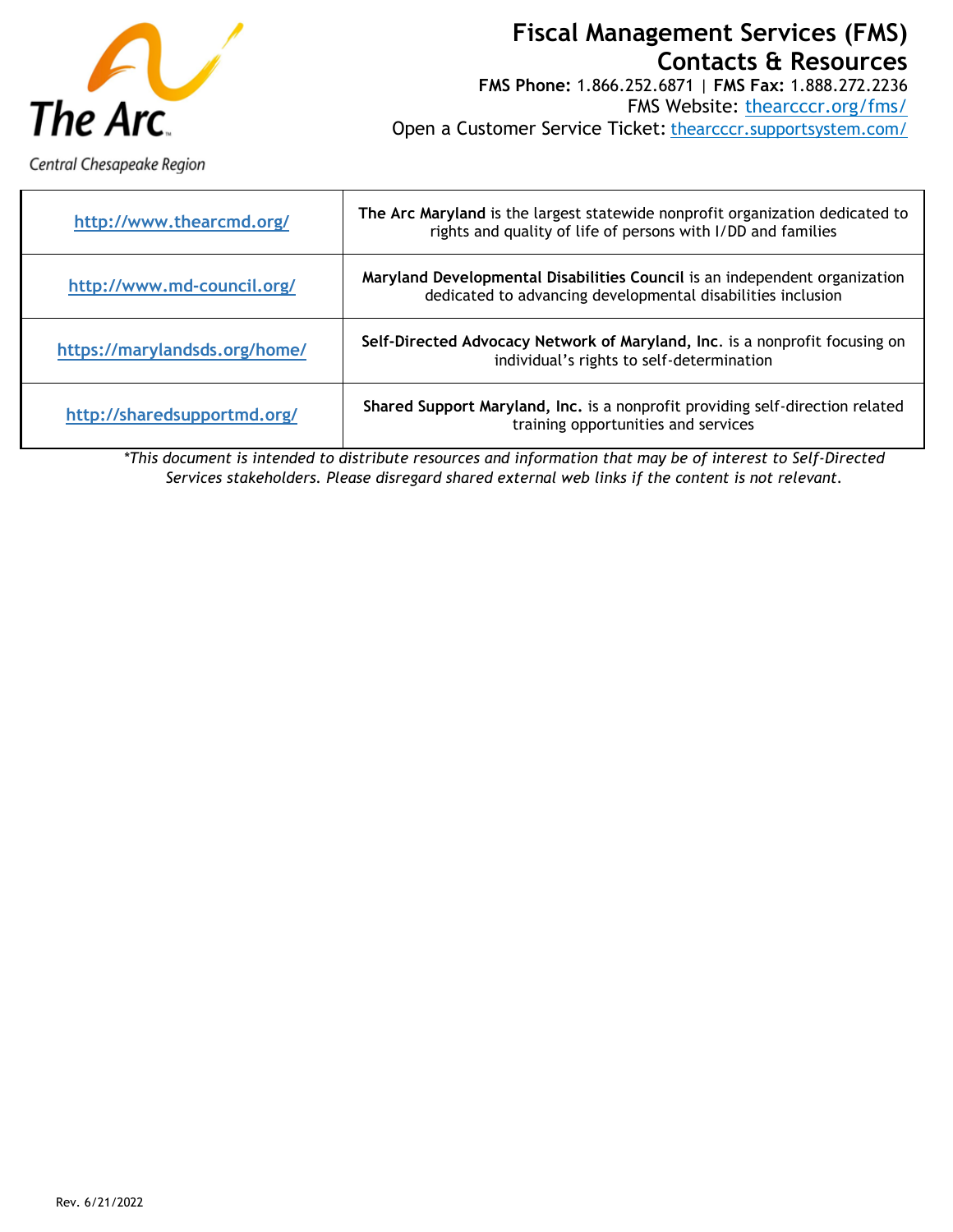# Fiscal Management Services (FMS) Contacts & Resources

**FMS Phone:** 1.866.252.6871 | **FMS Fax:** 1.888.272.2236

FMS Website: thearcccr.org/fms/

Open a Customer Service Ticket: thearcccr.supportsystem.com/

| | |
|---|---|
| http://www.thearcmd.org/ | **The Arc Maryland** is the largest statewide nonprofit organization dedicated to rights and quality of life of persons with I/DD and families |
| http://www.md-council.org/ | **Maryland Developmental Disabilities Council** is an independent organization dedicated to advancing developmental disabilities inclusion |
| https://marylandsds.org/home/ | **Self-Directed Advocacy Network of Maryland, Inc**. is a nonprofit focusing on individual's rights to self-determination |
| http://sharedsupportmd.org/ | **Shared Support Maryland, Inc.** is a nonprofit providing self-direction related training opportunities and services |

*\*This document is intended to distribute resources and information that may be of interest to Self-Directed Services stakeholders. Please disregard shared external web links if the content is not relevant.*

Rev. 6/21/2022